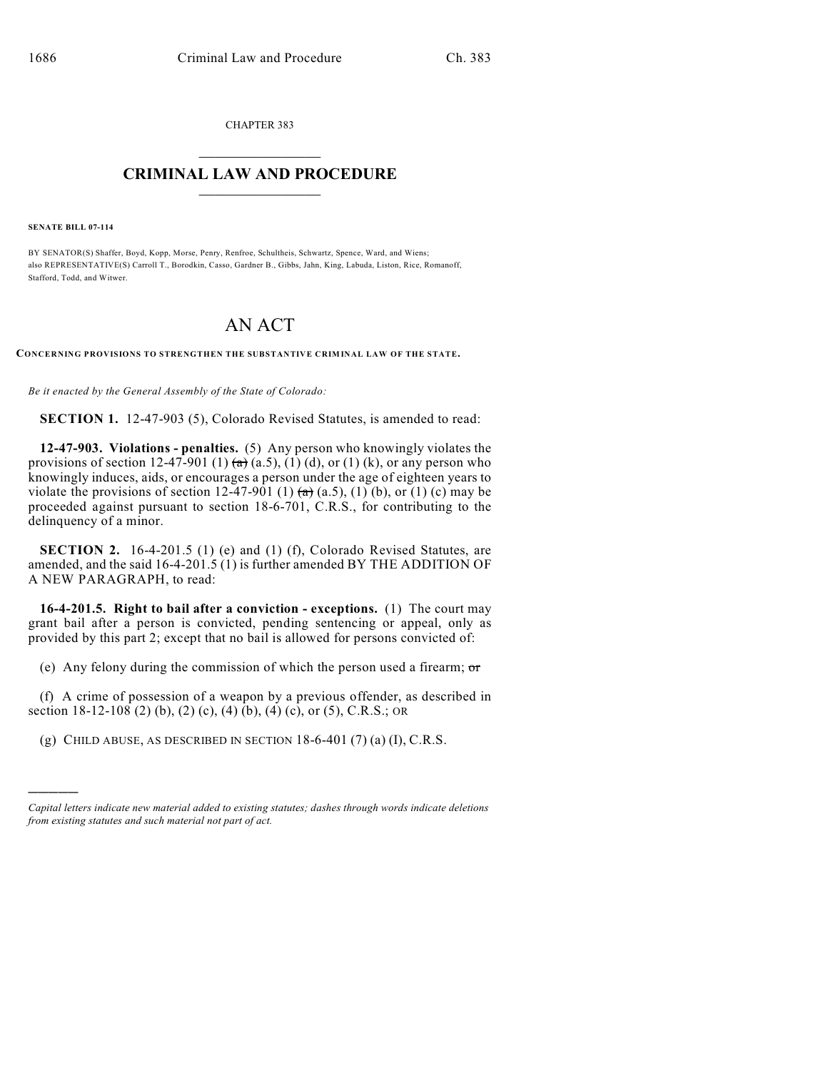CHAPTER 383

# CRIMINAL LAW AND PROCEDURE

**SENATE BILL 07-114**

BY SENATOR(S) Shaffer, Boyd, Kopp, Morse, Penry, Renfroe, Schultheis, Schwartz, Spence, Ward, and Wiens;
also REPRESENTATIVE(S) Carroll T., Borodkin, Casso, Gardner B., Gibbs, Jahn, King, Labuda, Liston, Rice, Romanoff, Stafford, Todd, and Witwer.

# AN ACT

**CONCERNING PROVISIONS TO STRENGTHEN THE SUBSTANTIVE CRIMINAL LAW OF THE STATE.**

*Be it enacted by the General Assembly of the State of Colorado:*

**SECTION 1.** 12-47-903 (5), Colorado Revised Statutes, is amended to read:

**12-47-903. Violations - penalties.** (5) Any person who knowingly violates the provisions of section 12-47-901 (1) ~~(a)~~ (a.5), (1) (d), or (1) (k), or any person who knowingly induces, aids, or encourages a person under the age of eighteen years to violate the provisions of section 12-47-901 (1) ~~(a)~~ (a.5), (1) (b), or (1) (c) may be proceeded against pursuant to section 18-6-701, C.R.S., for contributing to the delinquency of a minor.

**SECTION 2.** 16-4-201.5 (1) (e) and (1) (f), Colorado Revised Statutes, are amended, and the said 16-4-201.5 (1) is further amended BY THE ADDITION OF A NEW PARAGRAPH, to read:

**16-4-201.5. Right to bail after a conviction - exceptions.** (1) The court may grant bail after a person is convicted, pending sentencing or appeal, only as provided by this part 2; except that no bail is allowed for persons convicted of:

(e) Any felony during the commission of which the person used a firearm; ~~or~~

(f) A crime of possession of a weapon by a previous offender, as described in section 18-12-108 (2) (b), (2) (c), (4) (b), (4) (c), or (5), C.R.S.; OR

(g) CHILD ABUSE, AS DESCRIBED IN SECTION 18-6-401 (7) (a) (I), C.R.S.

---

*Capital letters indicate new material added to existing statutes; dashes through words indicate deletions from existing statutes and such material not part of act.*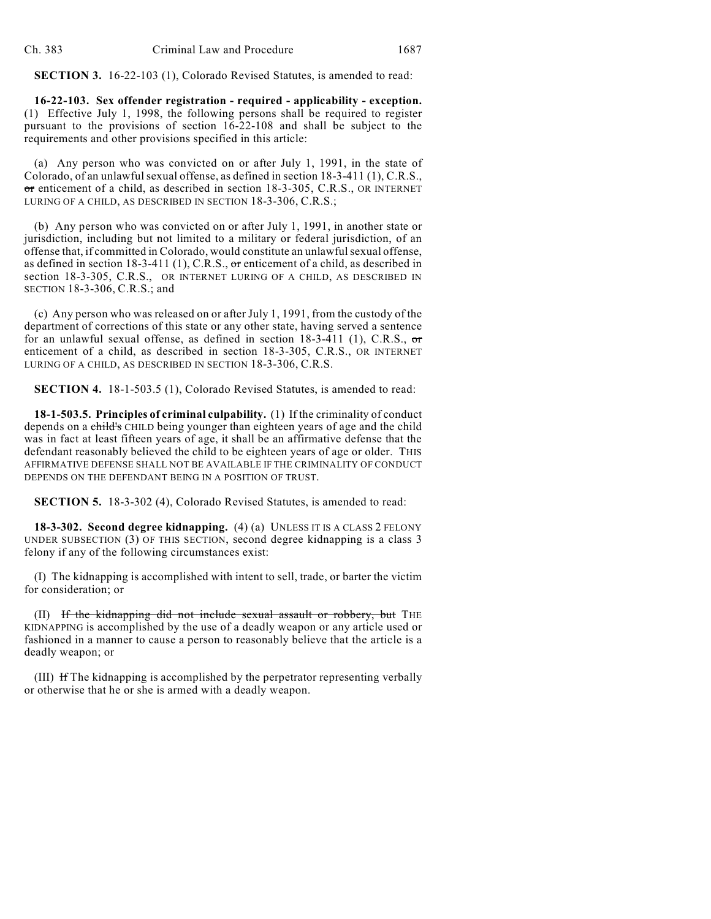**SECTION 3.** 16-22-103 (1), Colorado Revised Statutes, is amended to read:

**16-22-103. Sex offender registration - required - applicability - exception.** (1) Effective July 1, 1998, the following persons shall be required to register pursuant to the provisions of section 16-22-108 and shall be subject to the requirements and other provisions specified in this article:

(a) Any person who was convicted on or after July 1, 1991, in the state of Colorado, of an unlawful sexual offense, as defined in section 18-3-411 (1), C.R.S., ~~or~~ enticement of a child, as described in section 18-3-305, C.R.S., OR INTERNET LURING OF A CHILD, AS DESCRIBED IN SECTION 18-3-306, C.R.S.;

(b) Any person who was convicted on or after July 1, 1991, in another state or jurisdiction, including but not limited to a military or federal jurisdiction, of an offense that, if committed in Colorado, would constitute an unlawful sexual offense, as defined in section 18-3-411 (1), C.R.S., ~~or~~ enticement of a child, as described in section 18-3-305, C.R.S., OR INTERNET LURING OF A CHILD, AS DESCRIBED IN SECTION 18-3-306, C.R.S.; and

(c) Any person who was released on or after July 1, 1991, from the custody of the department of corrections of this state or any other state, having served a sentence for an unlawful sexual offense, as defined in section 18-3-411 (1), C.R.S., ~~or~~ enticement of a child, as described in section 18-3-305, C.R.S., OR INTERNET LURING OF A CHILD, AS DESCRIBED IN SECTION 18-3-306, C.R.S.

**SECTION 4.** 18-1-503.5 (1), Colorado Revised Statutes, is amended to read:

**18-1-503.5. Principles of criminal culpability.** (1) If the criminality of conduct depends on a ~~child's~~ CHILD being younger than eighteen years of age and the child was in fact at least fifteen years of age, it shall be an affirmative defense that the defendant reasonably believed the child to be eighteen years of age or older. THIS AFFIRMATIVE DEFENSE SHALL NOT BE AVAILABLE IF THE CRIMINALITY OF CONDUCT DEPENDS ON THE DEFENDANT BEING IN A POSITION OF TRUST.

**SECTION 5.** 18-3-302 (4), Colorado Revised Statutes, is amended to read:

**18-3-302. Second degree kidnapping.** (4) (a) UNLESS IT IS A CLASS 2 FELONY UNDER SUBSECTION (3) OF THIS SECTION, second degree kidnapping is a class 3 felony if any of the following circumstances exist:

(I) The kidnapping is accomplished with intent to sell, trade, or barter the victim for consideration; or

(II) ~~If the kidnapping did not include sexual assault or robbery, but~~ THE KIDNAPPING is accomplished by the use of a deadly weapon or any article used or fashioned in a manner to cause a person to reasonably believe that the article is a deadly weapon; or

(III) ~~If~~ The kidnapping is accomplished by the perpetrator representing verbally or otherwise that he or she is armed with a deadly weapon.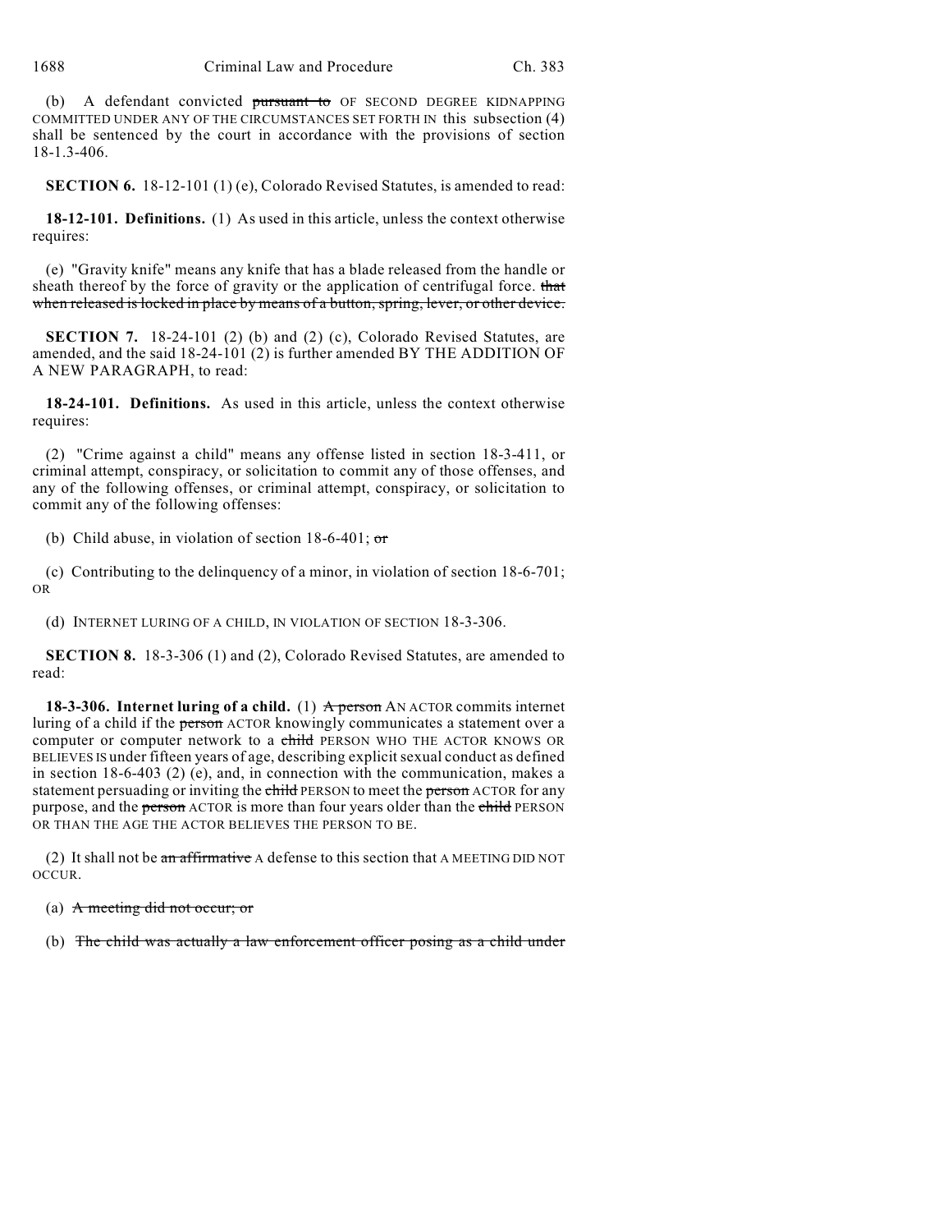(b) A defendant convicted ~~pursuant to~~ OF SECOND DEGREE KIDNAPPING COMMITTED UNDER ANY OF THE CIRCUMSTANCES SET FORTH IN this subsection (4) shall be sentenced by the court in accordance with the provisions of section 18-1.3-406.

**SECTION 6.** 18-12-101 (1) (e), Colorado Revised Statutes, is amended to read:

**18-12-101. Definitions.** (1) As used in this article, unless the context otherwise requires:

(e) "Gravity knife" means any knife that has a blade released from the handle or sheath thereof by the force of gravity or the application of centrifugal force. ~~that when released is locked in place by means of a button, spring, lever, or other device.~~

**SECTION 7.** 18-24-101 (2) (b) and (2) (c), Colorado Revised Statutes, are amended, and the said 18-24-101 (2) is further amended BY THE ADDITION OF A NEW PARAGRAPH, to read:

**18-24-101. Definitions.** As used in this article, unless the context otherwise requires:

(2) "Crime against a child" means any offense listed in section 18-3-411, or criminal attempt, conspiracy, or solicitation to commit any of those offenses, and any of the following offenses, or criminal attempt, conspiracy, or solicitation to commit any of the following offenses:

(b) Child abuse, in violation of section 18-6-401; ~~or~~

(c) Contributing to the delinquency of a minor, in violation of section 18-6-701; OR

(d) INTERNET LURING OF A CHILD, IN VIOLATION OF SECTION 18-3-306.

**SECTION 8.** 18-3-306 (1) and (2), Colorado Revised Statutes, are amended to read:

**18-3-306. Internet luring of a child.** (1) ~~A person~~ AN ACTOR commits internet luring of a child if the ~~person~~ ACTOR knowingly communicates a statement over a computer or computer network to a ~~child~~ PERSON WHO THE ACTOR KNOWS OR BELIEVES IS under fifteen years of age, describing explicit sexual conduct as defined in section 18-6-403 (2) (e), and, in connection with the communication, makes a statement persuading or inviting the ~~child~~ PERSON to meet the ~~person~~ ACTOR for any purpose, and the ~~person~~ ACTOR is more than four years older than the ~~child~~ PERSON OR THAN THE AGE THE ACTOR BELIEVES THE PERSON TO BE.

(2) It shall not be ~~an affirmative~~ A defense to this section that A MEETING DID NOT OCCUR.

(a) ~~A meeting did not occur; or~~

(b) ~~The child was actually a law enforcement officer posing as a child under~~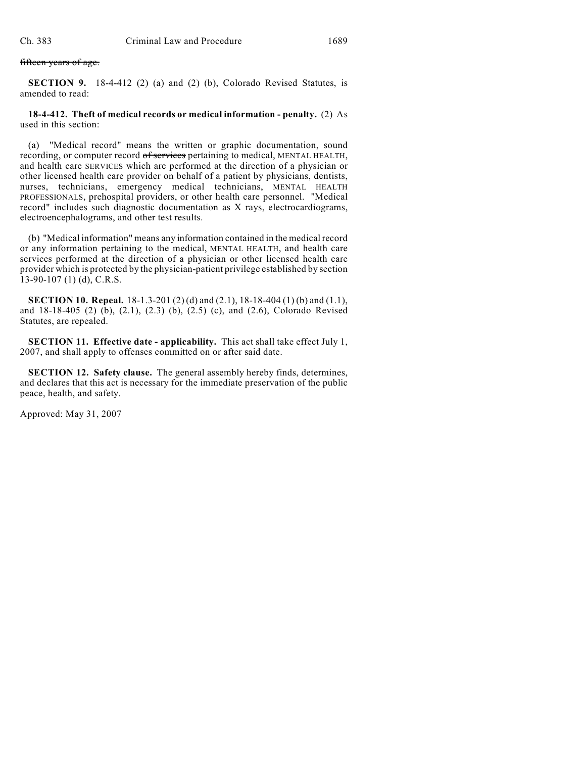~~fifteen years of age.~~

**SECTION 9.** 18-4-412 (2) (a) and (2) (b), Colorado Revised Statutes, is amended to read:

**18-4-412. Theft of medical records or medical information - penalty.** (2) As used in this section:

(a) "Medical record" means the written or graphic documentation, sound recording, or computer record ~~of services~~ pertaining to medical, MENTAL HEALTH, and health care SERVICES which are performed at the direction of a physician or other licensed health care provider on behalf of a patient by physicians, dentists, nurses, technicians, emergency medical technicians, MENTAL HEALTH PROFESSIONALS, prehospital providers, or other health care personnel. "Medical record" includes such diagnostic documentation as X rays, electrocardiograms, electroencephalograms, and other test results.

(b) "Medical information" means any information contained in the medical record or any information pertaining to the medical, MENTAL HEALTH, and health care services performed at the direction of a physician or other licensed health care provider which is protected by the physician-patient privilege established by section 13-90-107 (1) (d), C.R.S.

**SECTION 10. Repeal.** 18-1.3-201 (2) (d) and (2.1), 18-18-404 (1) (b) and (1.1), and 18-18-405 (2) (b), (2.1), (2.3) (b), (2.5) (c), and (2.6), Colorado Revised Statutes, are repealed.

**SECTION 11. Effective date - applicability.** This act shall take effect July 1, 2007, and shall apply to offenses committed on or after said date.

**SECTION 12. Safety clause.** The general assembly hereby finds, determines, and declares that this act is necessary for the immediate preservation of the public peace, health, and safety.

Approved: May 31, 2007